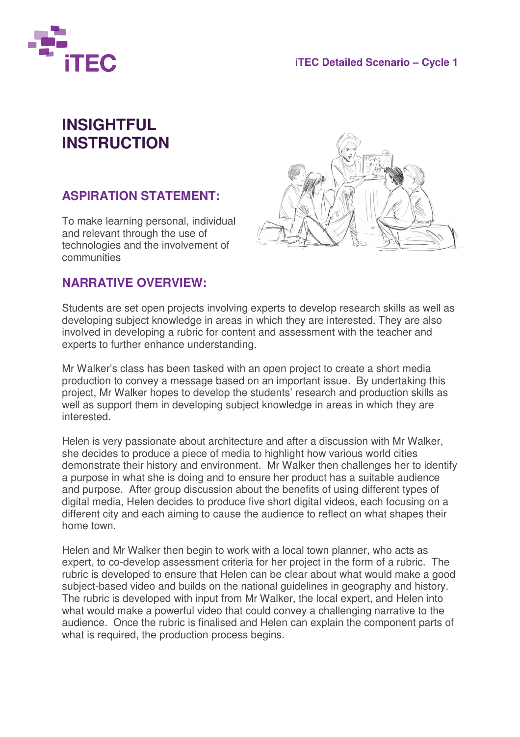# INSIGHTFUL INSTRUCTION

## ASPIRATION STATEMENT:

To make learning personal, individual and relevant through the use of technologies and the involvement of communities

## NARRATIVE OVERVIEW:

Students are set open projects involving experts to develop research skills as well as developing subject knowledge in areas in which they are interested. They are also involved in developing a rubric for content and assessment with the teacher and experts to further enhance understanding.

Mr Walker's class has been tasked with an open project to create a short media production to convey a message based on an important issue. By undertaking this project, Mr Walker hopes to develop the students' research and production skills as well as support them in developing subject knowledge in areas in which they are interested.

Helen is very passionate about architecture and after a discussion with Mr Walker, she decides to produce a piece of media to highlight how various world cities demonstrate their history and environment. Mr Walker then challenges her to identify a purpose in what she is doing and to ensure her product has a suitable audience and purpose. After group discussion about the benefits of using different types of digital media, Helen decides to produce five short digital videos, each focusing on a different city and each aiming to cause the audience to reflect on what shapes their home town.

Helen and Mr Walker then begin to work with a local town planner, who acts as expert, to co-develop assessment criteria for her project in the form of a rubric. The rubric is developed to ensure that Helen can be clear about what would make a good subject-based video and builds on the national guidelines in geography and history. The rubric is developed with input from Mr Walker, the local expert, and Helen into what would make a powerful video that could convey a challenging narrative to the audience. Once the rubric is finalised and Helen can explain the component parts of what is required, the production process begins.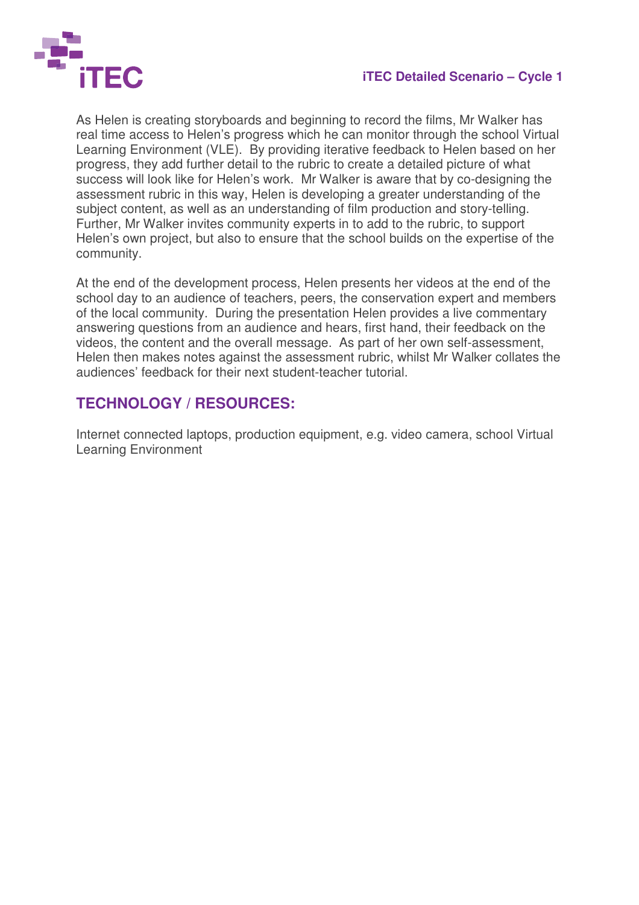As Helen is creating storyboards and beginning to record the films, Mr Walker has real time access to Helen's progress which he can monitor through the school Virtual Learning Environment (VLE). By providing iterative feedback to Helen based on her progress, they add further detail to the rubric to create a detailed picture of what success will look like for Helen's work. Mr Walker is aware that by co-designing the assessment rubric in this way, Helen is developing a greater understanding of the subject content, as well as an understanding of film production and story-telling. Further, Mr Walker invites community experts in to add to the rubric, to support Helen's own project, but also to ensure that the school builds on the expertise of the community.

At the end of the development process, Helen presents her videos at the end of the school day to an audience of teachers, peers, the conservation expert and members of the local community. During the presentation Helen provides a live commentary answering questions from an audience and hears, first hand, their feedback on the videos, the content and the overall message. As part of her own self-assessment, Helen then makes notes against the assessment rubric, whilst Mr Walker collates the audiences' feedback for their next student-teacher tutorial.

## TECHNOLOGY / RESOURCES:

Internet connected laptops, production equipment, e.g. video camera, school Virtual Learning Environment